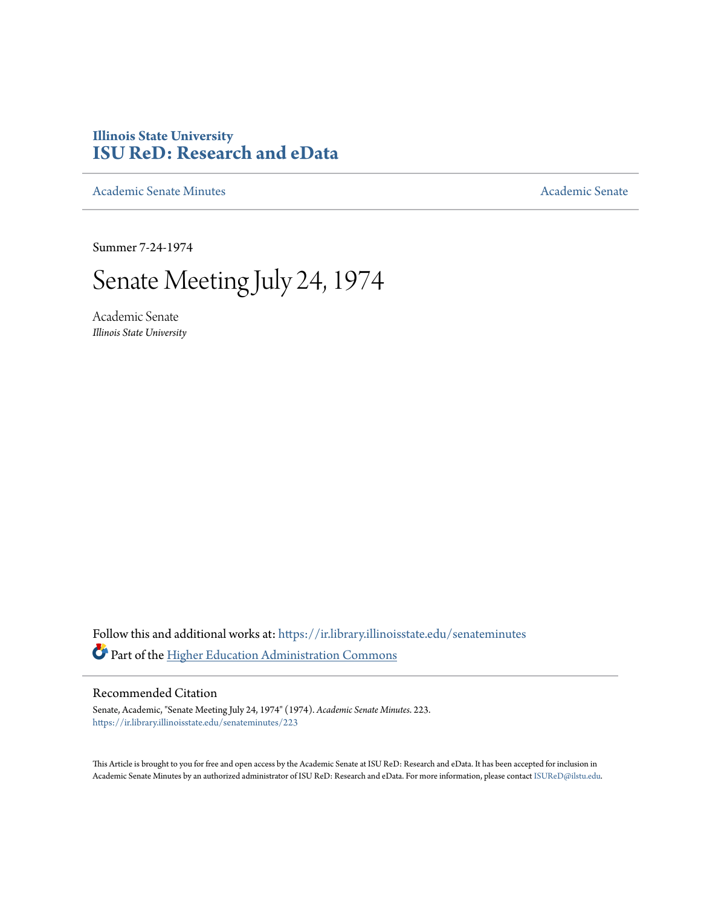# Illinois State University
# ISU ReD: Research and eData

Academic Senate Minutes

Academic Senate

Summer 7-24-1974

# Senate Meeting July 24, 1974

Academic Senate
*Illinois State University*

Follow this and additional works at: https://ir.library.illinoisstate.edu/senateminutes

Part of the Higher Education Administration Commons

## Recommended Citation

Senate, Academic, "Senate Meeting July 24, 1974" (1974). *Academic Senate Minutes*. 223.
https://ir.library.illinoisstate.edu/senateminutes/223

This Article is brought to you for free and open access by the Academic Senate at ISU ReD: Research and eData. It has been accepted for inclusion in Academic Senate Minutes by an authorized administrator of ISU ReD: Research and eData. For more information, please contact ISUReD@ilstu.edu.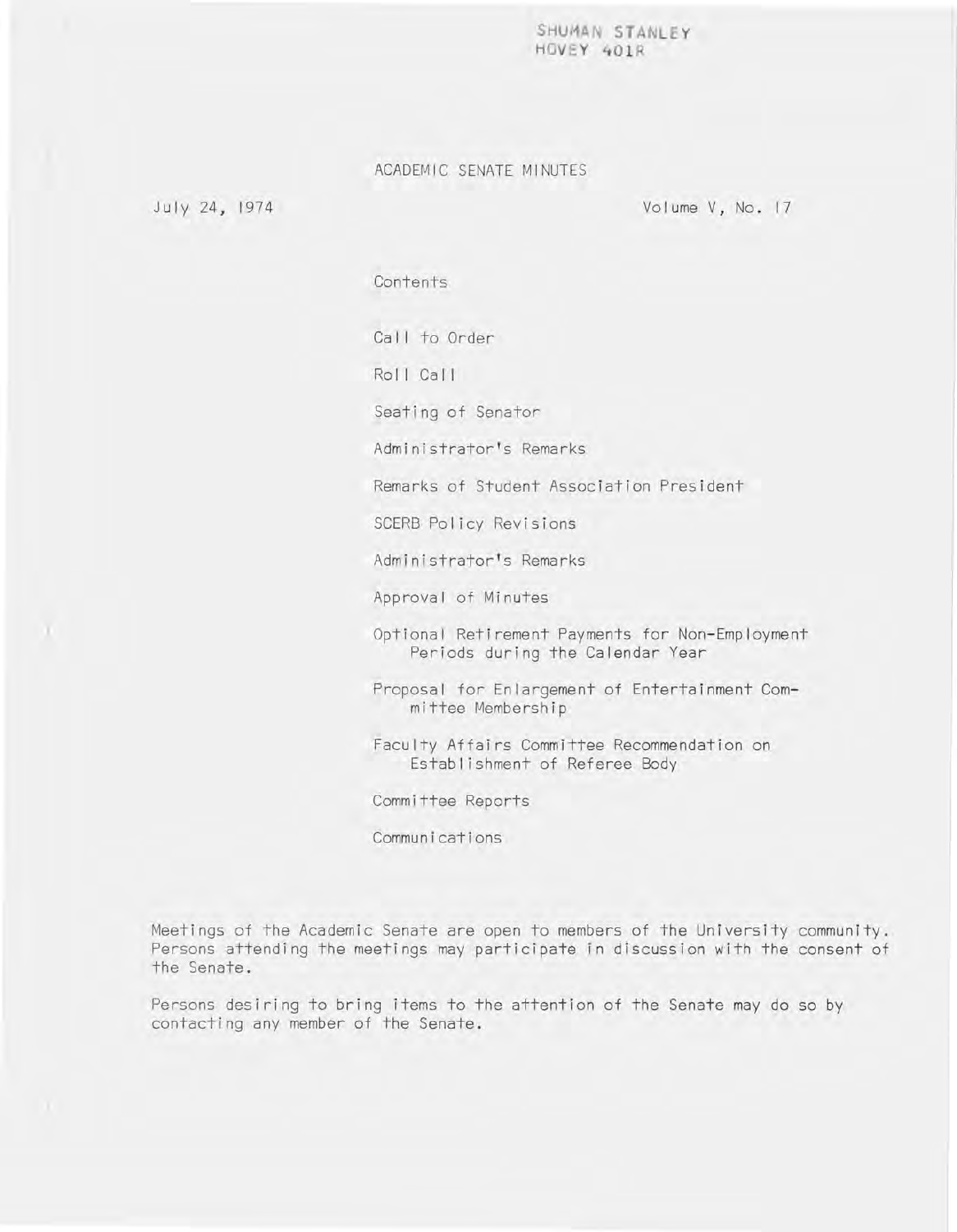SHUMAN STANLEY
HOVEY 401R

# ACADEMIC SENATE MINUTES

July 24, 1974

Volume V, No. 17

## Contents

Call to Order

Roll Call

Seating of Senator

Administrator's Remarks

Remarks of Student Association President

SCERB Policy Revisions

Administrator's Remarks

Approval of Minutes

Optional Retirement Payments for Non-Employment Periods during the Calendar Year

Proposal for Enlargement of Entertainment Committee Membership

Faculty Affairs Committee Recommendation on Establishment of Referee Body

Committee Reports

Communications

Meetings of the Academic Senate are open to members of the University community. Persons attending the meetings may participate in discussion with the consent of the Senate.

Persons desiring to bring items to the attention of the Senate may do so by contacting any member of the Senate.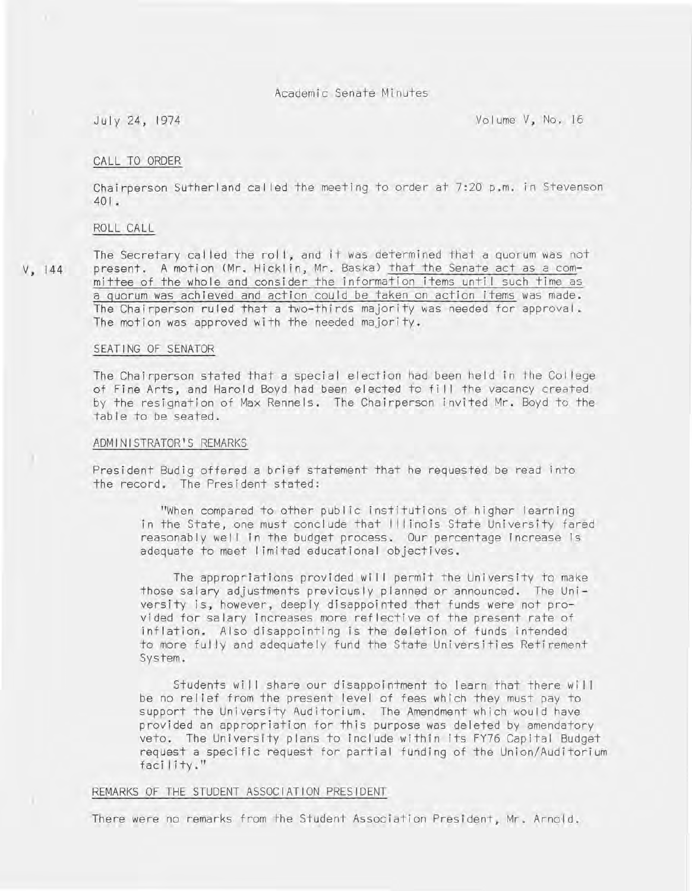Academic Senate Minutes

July 24, 1974 Volume V, No. 16

CALL TO ORDER

Chairperson Sutherland called the meeting to order at 7:20 p.m. in Stevenson 401.

ROLL CALL

V, 144

The Secretary called the roll, and it was determined that a quorum was not present. A motion (Mr. Hicklin, Mr. Baska) that the Senate act as a committee of the whole and consider the information items until such time as a quorum was achieved and action could be taken on action items was made. The Chairperson ruled that a two-thirds majority was needed for approval. The motion was approved with the needed majority.

SEATING OF SENATOR

The Chairperson stated that a special election had been held in the College of Fine Arts, and Harold Boyd had been elected to fill the vacancy created by the resignation of Max Rennels. The Chairperson invited Mr. Boyd to the table to be seated.

ADMINISTRATOR'S REMARKS

President Budig offered a brief statement that he requested be read into the record. The President stated:

> "When compared to other public institutions of higher learning in the State, one must conclude that Illinois State University fared reasonably well in the budget process. Our percentage increase is adequate to meet limited educational objectives.
>
> The appropriations provided will permit the University to make those salary adjustments previously planned or announced. The University is, however, deeply disappointed that funds were not provided for salary increases more reflective of the present rate of inflation. Also disappointing is the deletion of funds intended to more fully and adequately fund the State Universities Retirement System.
>
> Students will share our disappointment to learn that there will be no relief from the present level of fees which they must pay to support the University Auditorium. The Amendment which would have provided an appropriation for this purpose was deleted by amendatory veto. The University plans to include within its FY76 Capital Budget request a specific request for partial funding of the Union/Auditorium facility."

REMARKS OF THE STUDENT ASSOCIATION PRESIDENT

There were no remarks from the Student Association President, Mr. Arnold.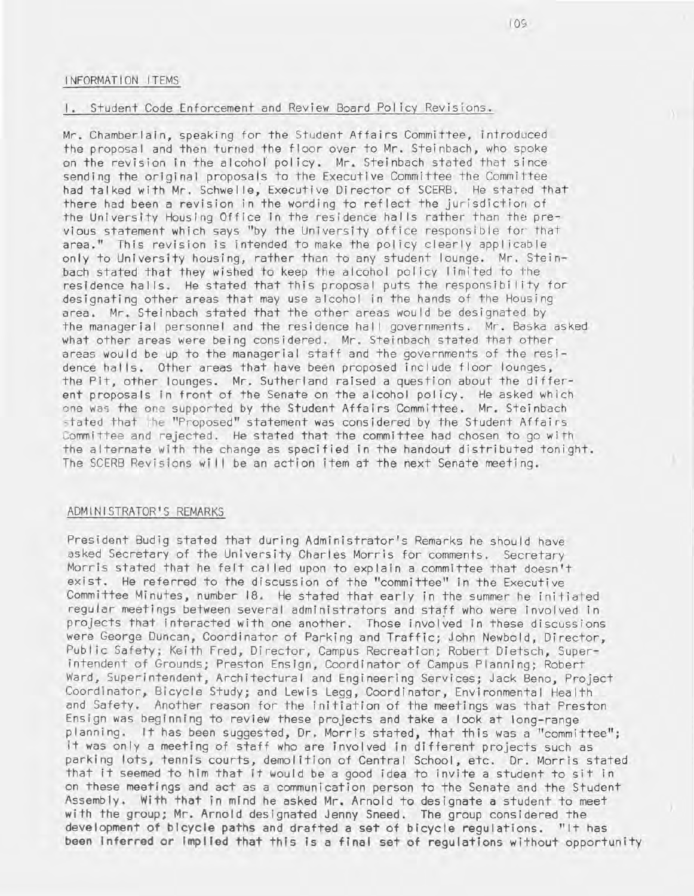## INFORMATION ITEMS

### 1. Student Code Enforcement and Review Board Policy Revisions.

Mr. Chamberlain, speaking for the Student Affairs Committee, introduced the proposal and then turned the floor over to Mr. Steinbach, who spoke on the revision in the alcohol policy. Mr. Steinbach stated that since sending the original proposals to the Executive Committee the Committee had talked with Mr. Schwelle, Executive Director of SCERB. He stated that there had been a revision in the wording to reflect the jurisdiction of the University Housing Office in the residence halls rather than the previous statement which says "by the University office responsible for that area." This revision is intended to make the policy clearly applicable only to University housing, rather than to any student lounge. Mr. Steinbach stated that they wished to keep the alcohol policy limited to the residence halls. He stated that this proposal puts the responsibility for designating other areas that may use alcohol in the hands of the Housing area. Mr. Steinbach stated that the other areas would be designated by the managerial personnel and the residence hall governments. Mr. Baska asked what other areas were being considered. Mr. Steinbach stated that other areas would be up to the managerial staff and the governments of the residence halls. Other areas that have been proposed include floor lounges, the Pit, other lounges. Mr. Sutherland raised a question about the different proposals in front of the Senate on the alcohol policy. He asked which one was the one supported by the Student Affairs Committee. Mr. Steinbach stated that the "Proposed" statement was considered by the Student Affairs Committee and rejected. He stated that the committee had chosen to go with the alternate with the change as specified in the handout distributed tonight. The SCERB Revisions will be an action item at the next Senate meeting.

## ADMINISTRATOR'S REMARKS

President Budig stated that during Administrator's Remarks he should have asked Secretary of the University Charles Morris for comments. Secretary Morris stated that he felt called upon to explain a committee that doesn't exist. He referred to the discussion of the "committee" in the Executive Committee Minutes, number 18. He stated that early in the summer he initiated regular meetings between several administrators and staff who were involved in projects that interacted with one another. Those involved in these discussions were George Duncan, Coordinator of Parking and Traffic; John Newbold, Director, Public Safety; Keith Fred, Director, Campus Recreation; Robert Dietsch, Superintendent of Grounds; Preston Ensign, Coordinator of Campus Planning; Robert Ward, Superintendent, Architectural and Engineering Services; Jack Beno, Project Coordinator, Bicycle Study; and Lewis Legg, Coordinator, Environmental Health and Safety. Another reason for the initiation of the meetings was that Preston Ensign was beginning to review these projects and take a look at long-range planning. It has been suggested, Dr. Morris stated, that this was a "committee"; it was only a meeting of staff who are involved in different projects such as parking lots, tennis courts, demolition of Central School, etc. Dr. Morris stated that it seemed to him that it would be a good idea to invite a student to sit in on these meetings and act as a communication person to the Senate and the Student Assembly. With that in mind he asked Mr. Arnold to designate a student to meet with the group; Mr. Arnold designated Jenny Sneed. The group considered the development of bicycle paths and drafted a set of bicycle regulations. "It has been inferred or implied that this is a final set of regulations without opportunity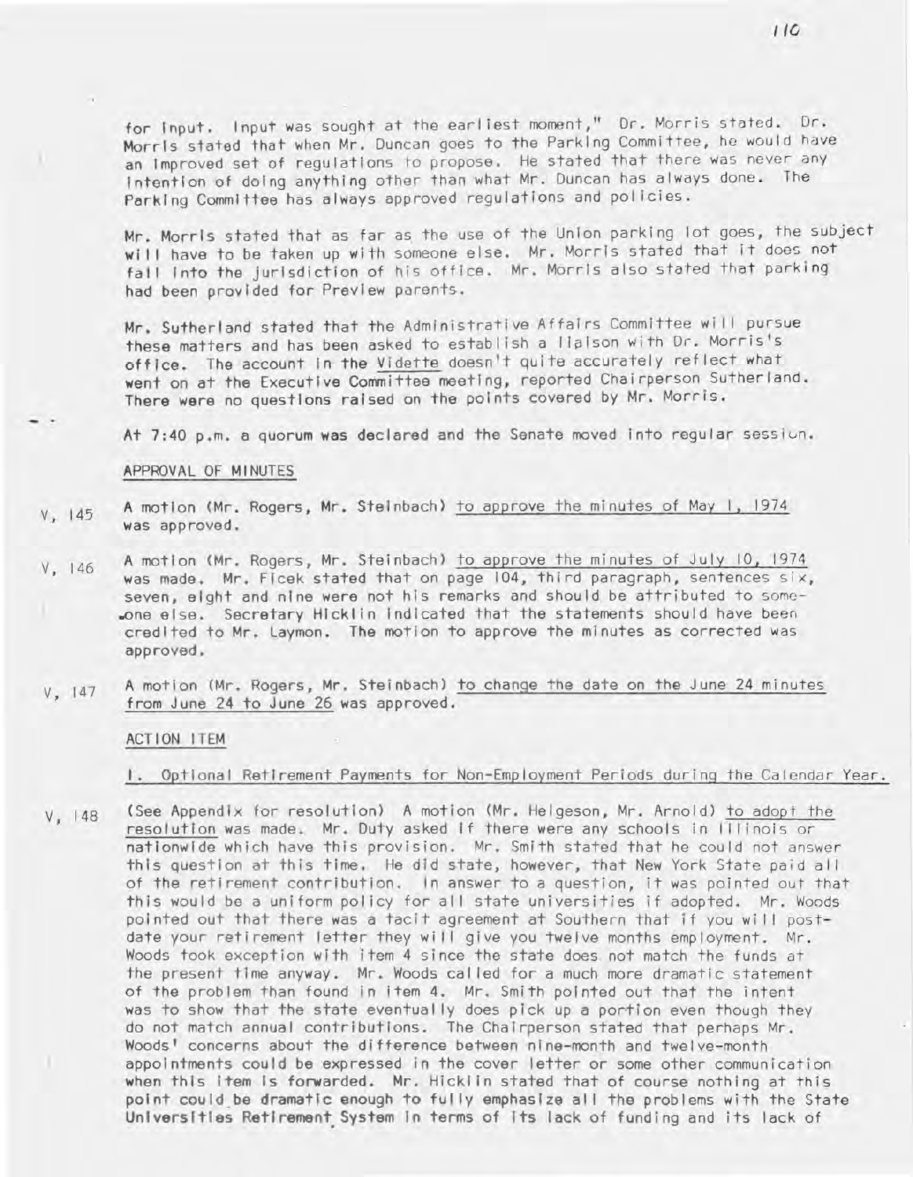for input. Input was sought at the earliest moment," Dr. Morris stated. Dr. Morris stated that when Mr. Duncan goes to the Parking Committee, he would have an improved set of regulations to propose. He stated that there was never any intention of doing anything other than what Mr. Duncan has always done. The Parking Committee has always approved regulations and policies.

Mr. Morris stated that as far as the use of the Union parking lot goes, the subject will have to be taken up with someone else. Mr. Morris stated that it does not fall into the jurisdiction of his office. Mr. Morris also stated that parking had been provided for Preview parents.

Mr. Sutherland stated that the Administrative Affairs Committee will pursue these matters and has been asked to establish a liaison with Dr. Morris's office. The account in the Vidette doesn't quite accurately reflect what went on at the Executive Committee meeting, reported Chairperson Sutherland. There were no questions raised on the points covered by Mr. Morris.

At 7:40 p.m. a quorum was declared and the Senate moved into regular session.

APPROVAL OF MINUTES

V, 145 A motion (Mr. Rogers, Mr. Steinbach) to approve the minutes of May 1, 1974 was approved.

V, 146 A motion (Mr. Rogers, Mr. Steinbach) to approve the minutes of July 10, 1974 was made. Mr. Ficek stated that on page 104, third paragraph, sentences six, seven, eight and nine were not his remarks and should be attributed to someone else. Secretary Hicklin indicated that the statements should have been credited to Mr. Laymon. The motion to approve the minutes as corrected was approved.

V, 147 A motion (Mr. Rogers, Mr. Steinbach) to change the date on the June 24 minutes from June 24 to June 26 was approved.

ACTION ITEM

1. Optional Retirement Payments for Non-Employment Periods during the Calendar Year.

V, 148 (See Appendix for resolution) A motion (Mr. Helgeson, Mr. Arnold) to adopt the resolution was made. Mr. Duty asked if there were any schools in Illinois or nationwide which have this provision. Mr. Smith stated that he could not answer this question at this time. He did state, however, that New York State paid all of the retirement contribution. In answer to a question, it was pointed out that this would be a uniform policy for all state universities if adopted. Mr. Woods pointed out that there was a tacit agreement at Southern that if you will post-date your retirement letter they will give you twelve months employment. Mr. Woods took exception with item 4 since the state does not match the funds at the present time anyway. Mr. Woods called for a much more dramatic statement of the problem than found in item 4. Mr. Smith pointed out that the intent was to show that the state eventually does pick up a portion even though they do not match annual contributions. The Chairperson stated that perhaps Mr. Woods' concerns about the difference between nine-month and twelve-month appointments could be expressed in the cover letter or some other communication when this item is forwarded. Mr. Hicklin stated that of course nothing at this point could be dramatic enough to fully emphasize all the problems with the State Universities Retirement System in terms of its lack of funding and its lack of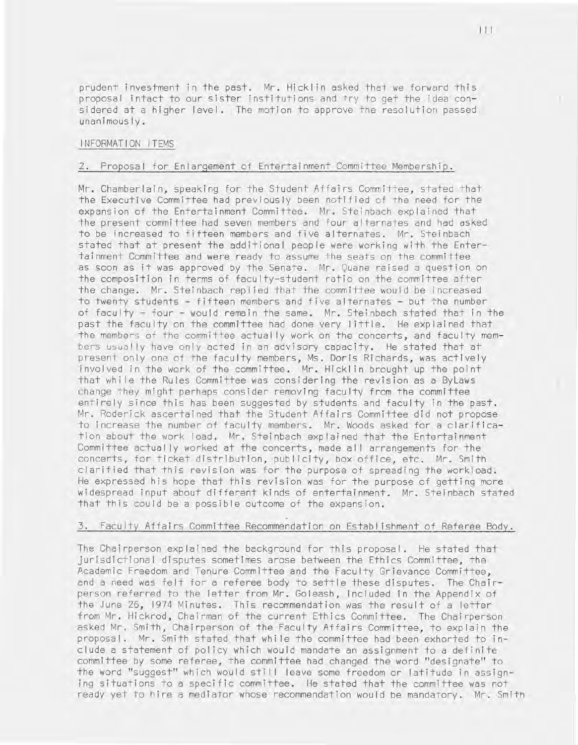prudent investment in the past. Mr. Hicklin asked that we forward this proposal intact to our sister institutions and try to get the idea considered at a higher level. The motion to approve the resolution passed unanimously.

INFORMATION ITEMS

2. Proposal for Enlargement of Entertainment Committee Membership.

Mr. Chamberlain, speaking for the Student Affairs Committee, stated that the Executive Committee had previously been notified of the need for the expansion of the Entertainment Committee. Mr. Steinbach explained that the present committee had seven members and four alternates and had asked to be increased to fifteen members and five alternates. Mr. Steinbach stated that at present the additional people were working with the Entertainment Committee and were ready to assume the seats on the committee as soon as it was approved by the Senate. Mr. Quane raised a question on the composition in terms of faculty-student ratio on the committee after the change. Mr. Steinbach replied that the committee would be increased to twenty students - fifteen members and five alternates - but the number of faculty - four - would remain the same. Mr. Steinbach stated that in the past the faculty on the committee had done very little. He explained that the members of the committee actually work on the concerts, and faculty members usually have only acted in an advisory capacity. He stated that at present only one of the faculty members, Ms. Doris Richards, was actively involved in the work of the committee. Mr. Hicklin brought up the point that while the Rules Committee was considering the revision as a ByLaws change they might perhaps consider removing faculty from the committee entirely since this has been suggested by students and faculty in the past. Mr. Roderick ascertained that the Student Affairs Committee did not propose to increase the number of faculty members. Mr. Woods asked for a clarification about the work load. Mr. Steinbach explained that the Entertainment Committee actually worked at the concerts, made all arrangements for the concerts, for ticket distribution, publicity, box office, etc. Mr. Smith clarified that this revision was for the purpose of spreading the workload. He expressed his hope that this revision was for the purpose of getting more widespread input about different kinds of entertainment. Mr. Steinbach stated that this could be a possible outcome of the expansion.

3. Faculty Affairs Committee Recommendation on Establishment of Referee Body.

The Chairperson explained the background for this proposal. He stated that jurisdictional disputes sometimes arose between the Ethics Committee, the Academic Freedom and Tenure Committee and the Faculty Grievance Committee, and a need was felt for a referee body to settle these disputes. The Chairperson referred to the letter from Mr. Goleash, included in the Appendix of the June 26, 1974 Minutes. This recommendation was the result of a letter from Mr. Hickrod, Chairman of the current Ethics Committee. The Chairperson asked Mr. Smith, Chairperson of the Faculty Affairs Committee, to explain the proposal. Mr. Smith stated that while the committee had been exhorted to include a statement of policy which would mandate an assignment to a definite committee by some referee, the committee had changed the word "designate" to the word "suggest" which would still leave some freedom or latitude in assigning situations to a specific committee. He stated that the committee was not ready yet to hire a mediator whose recommendation would be mandatory. Mr. Smith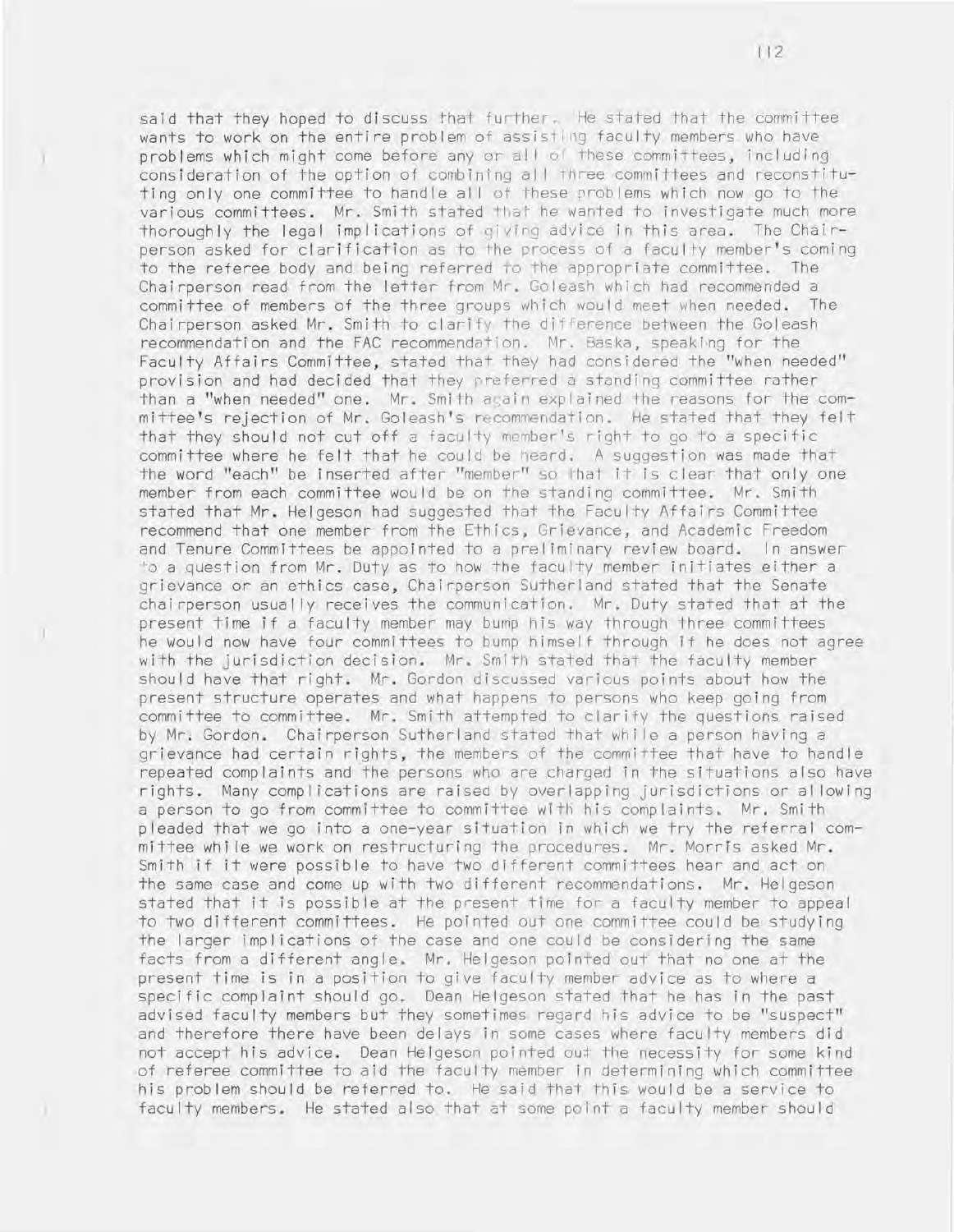said that they hoped to discuss that further. He stated that the committee wants to work on the entire problem of assisting faculty members who have problems which might come before any or all of these committees, including consideration of the option of combining all three committees and reconstituting only one committee to handle all of these problems which now go to the various committees. Mr. Smith stated that he wanted to investigate much more thoroughly the legal implications of giving advice in this area. The Chairperson asked for clarification as to the process of a faculty member's coming to the referee body and being referred to the appropriate committee. The Chairperson read from the letter from Mr. Goleash which had recommended a committee of members of the three groups which would meet when needed. The Chairperson asked Mr. Smith to clarify the difference between the Goleash recommendation and the FAC recommendation. Mr. Baska, speaking for the Faculty Affairs Committee, stated that they had considered the "when needed" provision and had decided that they preferred a standing committee rather than a "when needed" one. Mr. Smith again explained the reasons for the committee's rejection of Mr. Goleash's recommendation. He stated that they felt that they should not cut off a faculty member's right to go to a specific committee where he felt that he could be heard. A suggestion was made that the word "each" be inserted after "member" so that it is clear that only one member from each committee would be on the standing committee. Mr. Smith stated that Mr. Helgeson had suggested that the Faculty Affairs Committee recommend that one member from the Ethics, Grievance, and Academic Freedom and Tenure Committees be appointed to a preliminary review board. In answer to a question from Mr. Duty as to how the faculty member initiates either a grievance or an ethics case, Chairperson Sutherland stated that the Senate chairperson usually receives the communication. Mr. Duty stated that at the present time if a faculty member may bump his way through three committees he would now have four committees to bump himself through if he does not agree with the jurisdiction decision. Mr. Smith stated that the faculty member should have that right. Mr. Gordon discussed various points about how the present structure operates and what happens to persons who keep going from committee to committee. Mr. Smith attempted to clarify the questions raised by Mr. Gordon. Chairperson Sutherland stated that while a person having a grievance had certain rights, the members of the committee that have to handle repeated complaints and the persons who are charged in the situations also have rights. Many complications are raised by overlapping jurisdictions or allowing a person to go from committee to committee with his complaints. Mr. Smith pleaded that we go into a one-year situation in which we try the referral committee while we work on restructuring the procedures. Mr. Morris asked Mr. Smith if it were possible to have two different committees hear and act on the same case and come up with two different recommendations. Mr. Helgeson stated that it is possible at the present time for a faculty member to appeal to two different committees. He pointed out one committee could be studying the larger implications of the case and one could be considering the same facts from a different angle. Mr. Helgeson pointed out that no one at the present time is in a position to give faculty member advice as to where a specific complaint should go. Dean Helgeson stated that he has in the past advised faculty members but they sometimes regard his advice to be "suspect" and therefore there have been delays in some cases where faculty members did not accept his advice. Dean Helgeson pointed out the necessity for some kind of referee committee to aid the faculty member in determining which committee his problem should be referred to. He said that this would be a service to faculty members. He stated also that at some point a faculty member should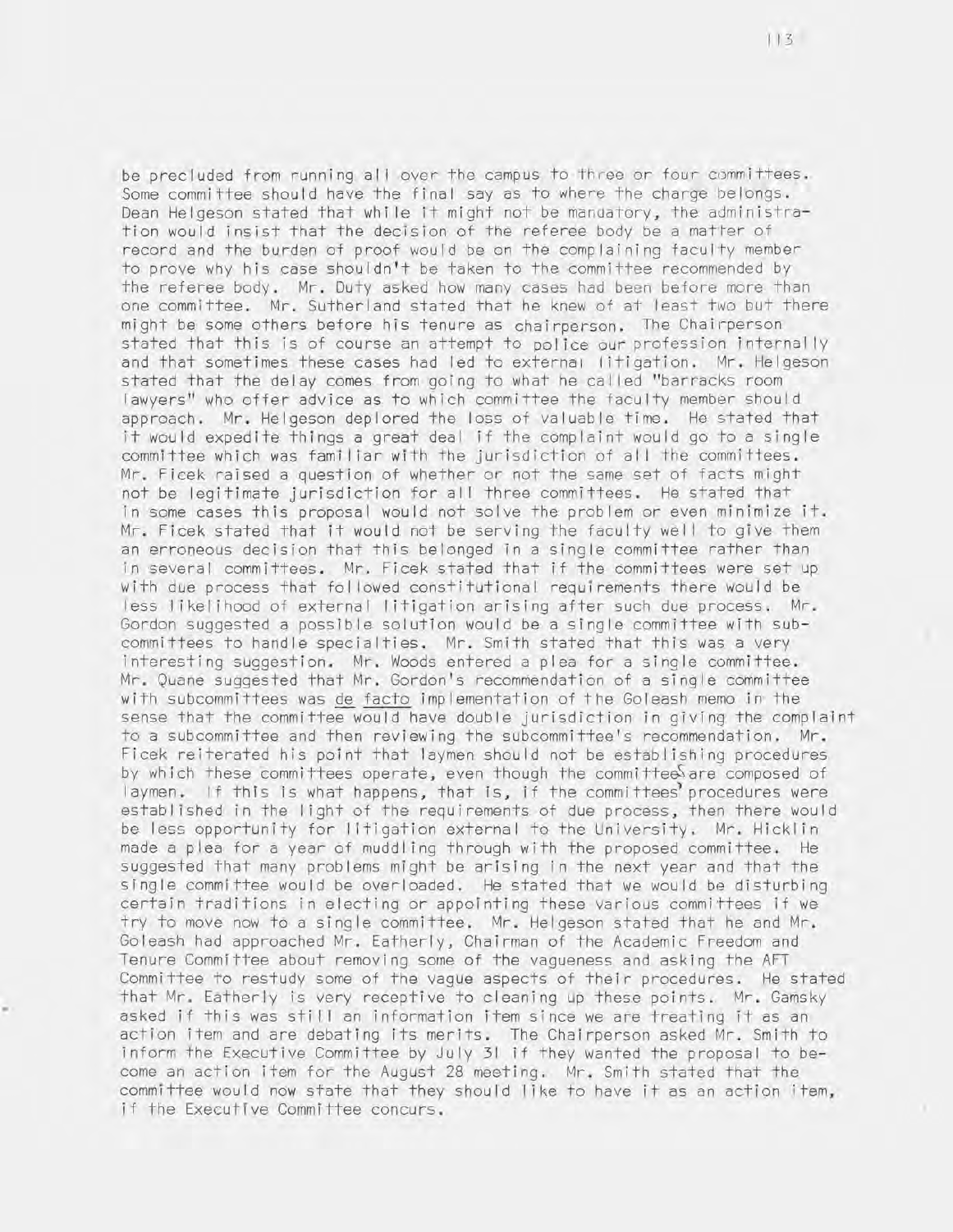be precluded from running all over the campus to three or four committees. Some committee should have the final say as to where the charge belongs. Dean Helgeson stated that while it might not be mandatory, the administration would insist that the decision of the referee body be a matter of record and the burden of proof would be on the complaining faculty member to prove why his case shouldn't be taken to the committee recommended by the referee body. Mr. Duty asked how many cases had been before more than one committee. Mr. Sutherland stated that he knew of at least two but there might be some others before his tenure as chairperson. The Chairperson stated that this is of course an attempt to police our profession internally and that sometimes these cases had led to external litigation. Mr. Helgeson stated that the delay comes from going to what he called "barracks room lawyers" who offer advice as to which committee the faculty member should approach. Mr. Helgeson deplored the loss of valuable time. He stated that it would expedite things a great deal if the complaint would go to a single committee which was familiar with the jurisdiction of all the committees. Mr. Ficek raised a question of whether or not the same set of facts might not be legitimate jurisdiction for all three committees. He stated that in some cases this proposal would not solve the problem or even minimize it. Mr. Ficek stated that it would not be serving the faculty well to give them an erroneous decision that this belonged in a single committee rather than in several committees. Mr. Ficek stated that if the committees were set up with due process that followed constitutional requirements there would be less likelihood of external litigation arising after such due process. Mr. Gordon suggested a possible solution would be a single committee with subcommittees to handle specialties. Mr. Smith stated that this was a very interesting suggestion. Mr. Woods entered a plea for a single committee. Mr. Quane suggested that Mr. Gordon's recommendation of a single committee with subcommittees was <u>de facto</u> implementation of the Goleash memo in the sense that the committee would have double jurisdiction in giving the complaint to a subcommittee and then reviewing the subcommittee's recommendation. Mr. Ficek reiterated his point that laymen should not be establishing procedures by which these committees operate, even though the committees are composed of laymen. If this is what happens, that is, if the committees' procedures were established in the light of the requirements of due process, then there would be less opportunity for litigation external to the University. Mr. Hicklin made a plea for a year of muddling through with the proposed committee. He suggested that many problems might be arising in the next year and that the single committee would be overloaded. He stated that we would be disturbing certain traditions in electing or appointing these various committees if we try to move now to a single committee. Mr. Helgeson stated that he and Mr. Goleash had approached Mr. Eatherly, Chairman of the Academic Freedom and Tenure Committee about removing some of the vagueness and asking the AFT Committee to restudy some of the vague aspects of their procedures. He stated that Mr. Eatherly is very receptive to cleaning up these points. Mr. Gamsky asked if this was still an information item since we are treating it as an action item and are debating its merits. The Chairperson asked Mr. Smith to inform the Executive Committee by July 31 if they wanted the proposal to become an action item for the August 28 meeting. Mr. Smith stated that the committee would now state that they should like to have it as an action item, if the Executive Committee concurs.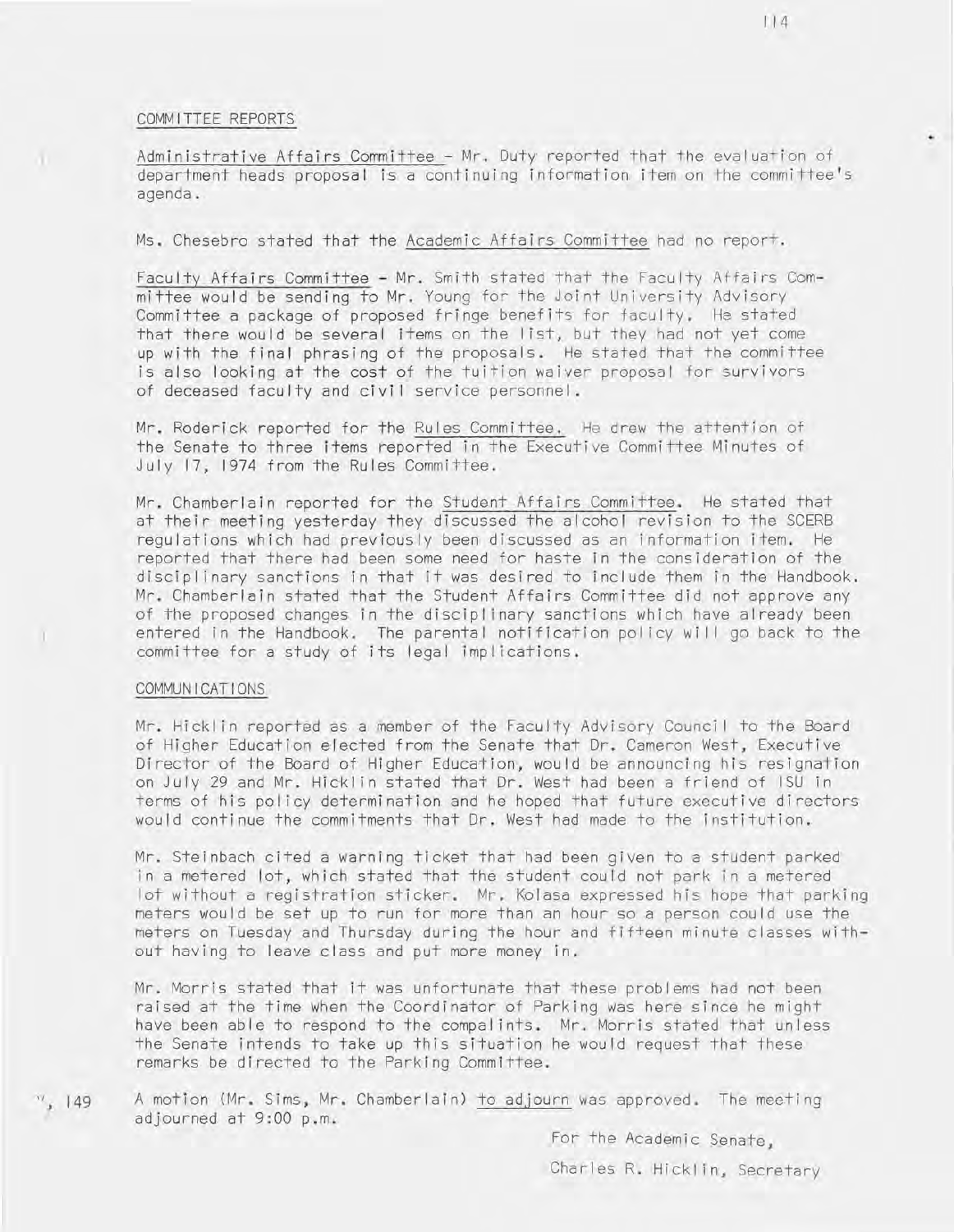## COMMITTEE REPORTS

Administrative Affairs Committee - Mr. Duty reported that the evaluation of department heads proposal is a continuing information item on the committee's agenda.

Ms. Chesebro stated that the Academic Affairs Committee had no report.

Faculty Affairs Committee - Mr. Smith stated that the Faculty Affairs Committee would be sending to Mr. Young for the Joint University Advisory Committee a package of proposed fringe benefits for faculty. He stated that there would be several items on the list, but they had not yet come up with the final phrasing of the proposals. He stated that the committee is also looking at the cost of the tuition waiver proposal for survivors of deceased faculty and civil service personnel.

Mr. Roderick reported for the Rules Committee. He drew the attention of the Senate to three items reported in the Executive Committee Minutes of July 17, 1974 from the Rules Committee.

Mr. Chamberlain reported for the Student Affairs Committee. He stated that at their meeting yesterday they discussed the alcohol revision to the SCERB regulations which had previously been discussed as an information item. He reported that there had been some need for haste in the consideration of the disciplinary sanctions in that it was desired to include them in the Handbook. Mr. Chamberlain stated that the Student Affairs Committee did not approve any of the proposed changes in the disciplinary sanctions which have already been entered in the Handbook. The parental notification policy will go back to the committee for a study of its legal implications.

## COMMUNICATIONS

Mr. Hicklin reported as a member of the Faculty Advisory Council to the Board of Higher Education elected from the Senate that Dr. Cameron West, Executive Director of the Board of Higher Education, would be announcing his resignation on July 29 and Mr. Hicklin stated that Dr. West had been a friend of ISU in terms of his policy determination and he hoped that future executive directors would continue the commitments that Dr. West had made to the institution.

Mr. Steinbach cited a warning ticket that had been given to a student parked in a metered lot, which stated that the student could not park in a metered lot without a registration sticker. Mr. Kolasa expressed his hope that parking meters would be set up to run for more than an hour so a person could use the meters on Tuesday and Thursday during the hour and fifteen minute classes without having to leave class and put more money in.

Mr. Morris stated that it was unfortunate that these problems had not been raised at the time when the Coordinator of Parking was here since he might have been able to respond to the compalints. Mr. Morris stated that unless the Senate intends to take up this situation he would request that these remarks be directed to the Parking Committee.

'', 149 A motion (Mr. Sims, Mr. Chamberlain) to adjourn was approved. The meeting adjourned at 9:00 p.m.

For the Academic Senate,

Charles R. Hicklin, Secretary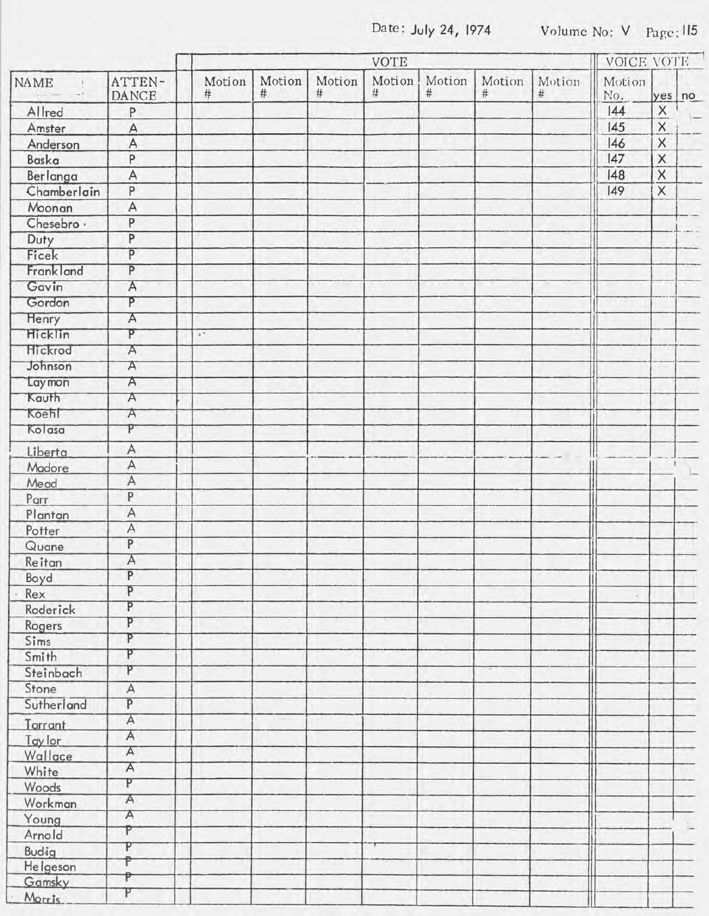Date: July 24, 1974 Volume No: V Page: 115

| | | VOTE | | | | | | | VOICE VOTE | | |
|---|---|---|---|---|---|---|---|---|---|---|---|
| NAME | ATTENDANCE | Motion # | Motion # | Motion # | Motion # | Motion # | Motion # | Motion # | Motion No. | yes | no |
| Allred | P | | | | | | | | 144 | X | |
| Amster | A | | | | | | | | 145 | X | |
| Anderson | A | | | | | | | | 146 | X | |
| Baska | P | | | | | | | | 147 | X | |
| Berlanga | A | | | | | | | | 148 | X | |
| Chamberlain | P | | | | | | | | 149 | X | |
| Moonan | A | | | | | | | | | | |
| Chesebro | P | | | | | | | | | | |
| Duty | P | | | | | | | | | | |
| Ficek | P | | | | | | | | | | |
| Frankland | P | | | | | | | | | | |
| Gavin | A | | | | | | | | | | |
| Gordon | P | | | | | | | | | | |
| Henry | A | | | | | | | | | | |
| Hicklin | P | | | | | | | | | | |
| Hickrod | A | | | | | | | | | | |
| Johnson | A | | | | | | | | | | |
| Laymon | A | | | | | | | | | | |
| Kauth | A | | | | | | | | | | |
| Koehl | A | | | | | | | | | | |
| Kolasa | P | | | | | | | | | | |
| Liberta | A | | | | | | | | | | |
| Madore | A | | | | | | | | | | |
| Mead | A | | | | | | | | | | |
| Parr | P | | | | | | | | | | |
| Plantan | A | | | | | | | | | | |
| Potter | A | | | | | | | | | | |
| Quane | P | | | | | | | | | | |
| Reitan | A | | | | | | | | | | |
| Boyd | P | | | | | | | | | | |
| Rex | P | | | | | | | | | | |
| Roderick | P | | | | | | | | | | |
| Rogers | P | | | | | | | | | | |
| Sims | P | | | | | | | | | | |
| Smith | P | | | | | | | | | | |
| Steinbach | P | | | | | | | | | | |
| Stone | A | | | | | | | | | | |
| Sutherland | P | | | | | | | | | | |
| Tarrant | A | | | | | | | | | | |
| Taylor | A | | | | | | | | | | |
| Wallace | A | | | | | | | | | | |
| White | A | | | | | | | | | | |
| Woods | P | | | | | | | | | | |
| Workman | A | | | | | | | | | | |
| Young | A | | | | | | | | | | |
| Arnold | P | | | | | | | | | | |
| Budig | P | | | | | | | | | | |
| Helgeson | P | | | | | | | | | | |
| Gamsky | P | | | | | | | | | | |
| Morris | P | | | | | | | | | | |